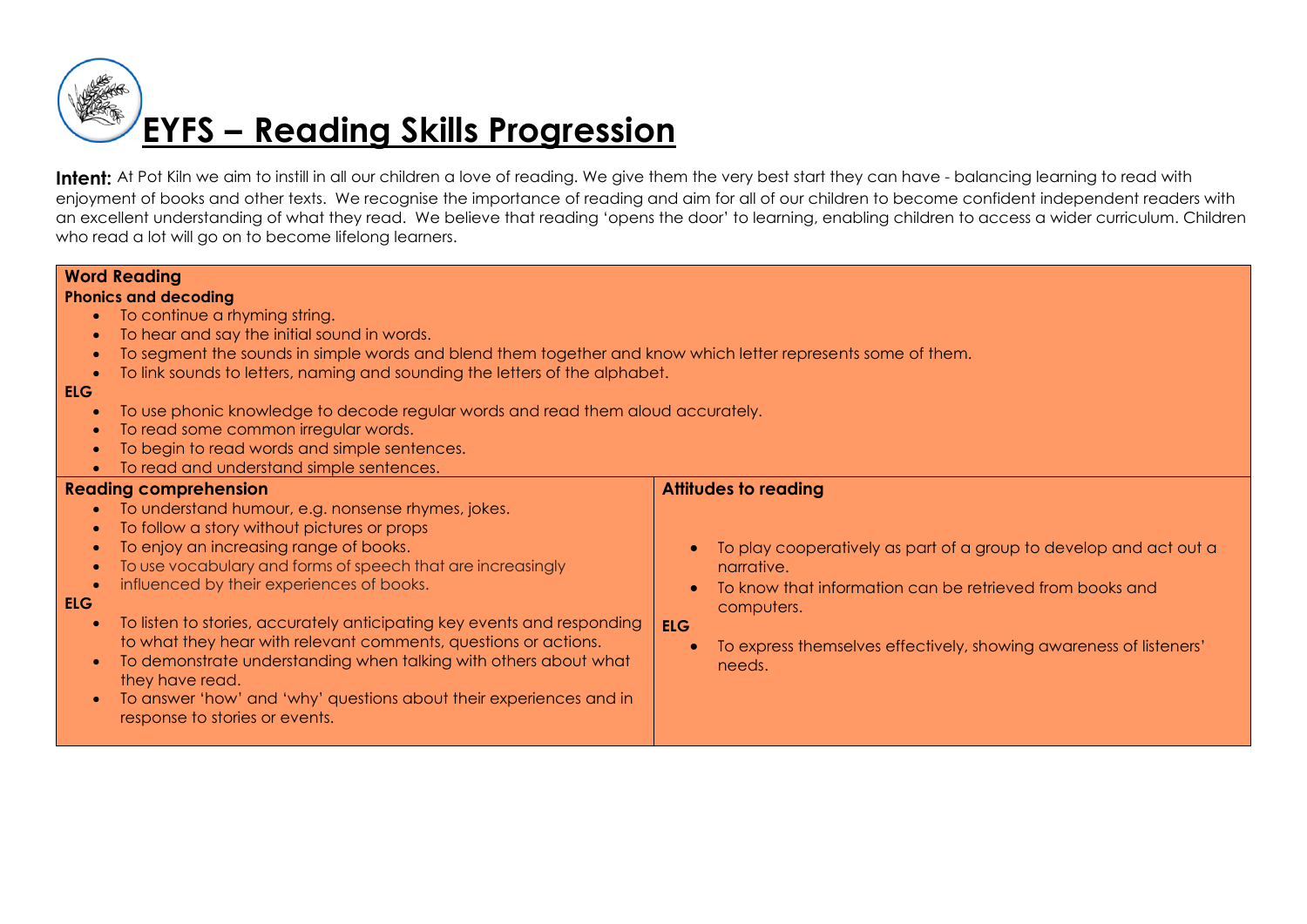# EYFS – Reading Skills Progression

**Intent:** At Pot Kiln we aim to instill in all our children a love of reading. We give them the very best start they can have - balancing learning to read with enjoyment of books and other texts. We recognise the importance of reading and aim for all of our children to become confident independent readers with an excellent understanding of what they read. We believe that reading 'opens the door' to learning, enabling children to access a wider curriculum. Children who read a lot will go on to become lifelong learners.

**Word Reading**

**Phonics and decoding**

- To continue a rhyming string.
- To hear and say the initial sound in words.
- To segment the sounds in simple words and blend them together and know which letter represents some of them.
- To link sounds to letters, naming and sounding the letters of the alphabet.

**ELG**

- To use phonic knowledge to decode regular words and read them aloud accurately.
- To read some common irregular words.
- To begin to read words and simple sentences.
- To read and understand simple sentences.

**Reading comprehension**

- To understand humour, e.g. nonsense rhymes, jokes.
- To follow a story without pictures or props
- To enjoy an increasing range of books.
- To use vocabulary and forms of speech that are increasingly
- influenced by their experiences of books.

**ELG**

- To listen to stories, accurately anticipating key events and responding to what they hear with relevant comments, questions or actions.
- To demonstrate understanding when talking with others about what they have read.
- To answer 'how' and 'why' questions about their experiences and in response to stories or events.

**Attitudes to reading**

- To play cooperatively as part of a group to develop and act out a narrative.
- To know that information can be retrieved from books and computers.

**ELG**

- To express themselves effectively, showing awareness of listeners' needs.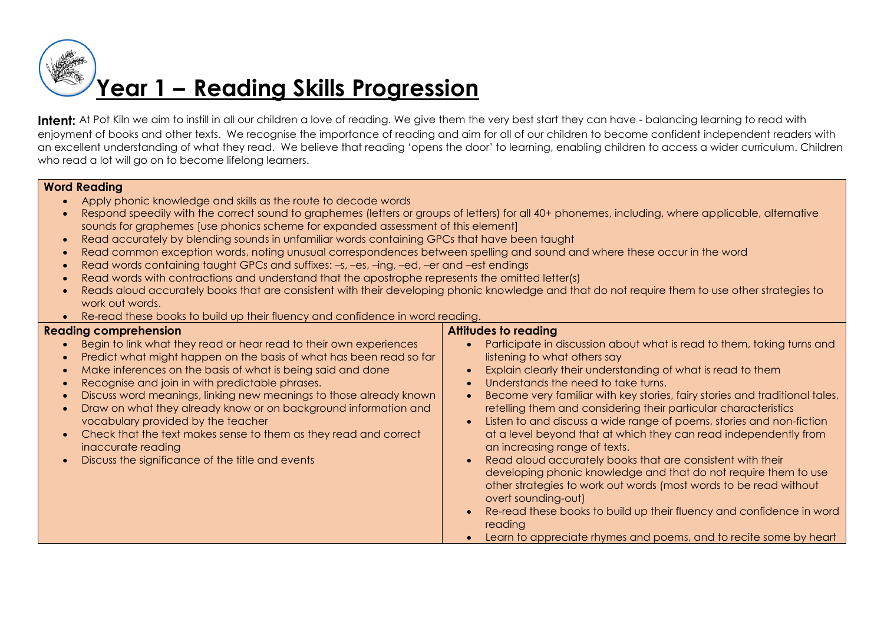# Year 1 – Reading Skills Progression

**Intent:** At Pot Kiln we aim to instill in all our children a love of reading. We give them the very best start they can have - balancing learning to read with enjoyment of books and other texts. We recognise the importance of reading and aim for all of our children to become confident independent readers with an excellent understanding of what they read. We believe that reading 'opens the door' to learning, enabling children to access a wider curriculum. Children who read a lot will go on to become lifelong learners.

**Word Reading**

- Apply phonic knowledge and skills as the route to decode words
- Respond speedily with the correct sound to graphemes (letters or groups of letters) for all 40+ phonemes, including, where applicable, alternative sounds for graphemes [use phonics scheme for expanded assessment of this element]
- Read accurately by blending sounds in unfamiliar words containing GPCs that have been taught
- Read common exception words, noting unusual correspondences between spelling and sound and where these occur in the word
- Read words containing taught GPCs and suffixes: –s, –es, –ing, –ed, –er and –est endings
- Read words with contractions and understand that the apostrophe represents the omitted letter(s)
- Reads aloud accurately books that are consistent with their developing phonic knowledge and that do not require them to use other strategies to work out words.
- Re-read these books to build up their fluency and confidence in word reading.

**Reading comprehension**

- Begin to link what they read or hear read to their own experiences
- Predict what might happen on the basis of what has been read so far
- Make inferences on the basis of what is being said and done
- Recognise and join in with predictable phrases.
- Discuss word meanings, linking new meanings to those already known
- Draw on what they already know or on background information and vocabulary provided by the teacher
- Check that the text makes sense to them as they read and correct inaccurate reading
- Discuss the significance of the title and events

**Attitudes to reading**

- Participate in discussion about what is read to them, taking turns and listening to what others say
- Explain clearly their understanding of what is read to them
- Understands the need to take turns.
- Become very familiar with key stories, fairy stories and traditional tales, retelling them and considering their particular characteristics
- Listen to and discuss a wide range of poems, stories and non-fiction at a level beyond that at which they can read independently from an increasing range of texts.
- Read aloud accurately books that are consistent with their developing phonic knowledge and that do not require them to use other strategies to work out words (most words to be read without overt sounding-out)
- Re-read these books to build up their fluency and confidence in word reading
- Learn to appreciate rhymes and poems, and to recite some by heart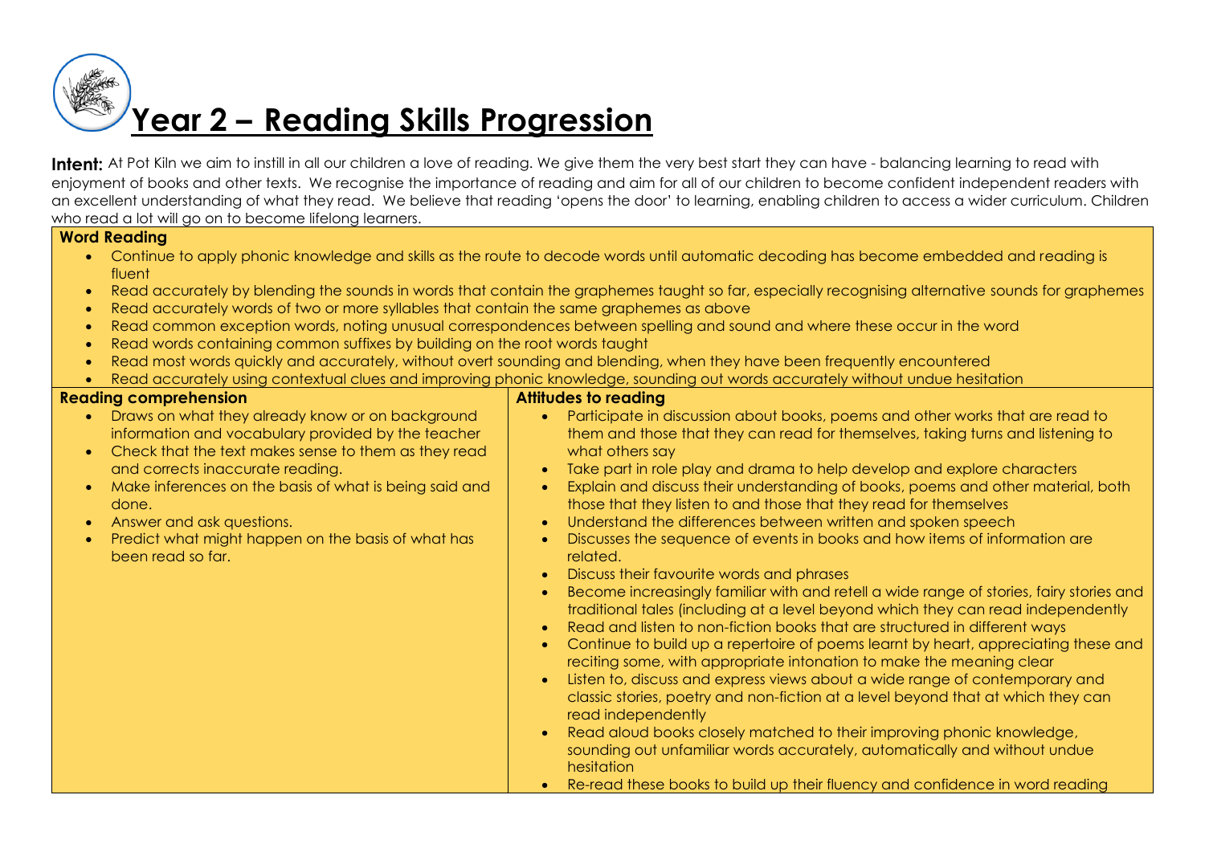# Year 2 – Reading Skills Progression

**Intent:** At Pot Kiln we aim to instill in all our children a love of reading. We give them the very best start they can have - balancing learning to read with enjoyment of books and other texts. We recognise the importance of reading and aim for all of our children to become confident independent readers with an excellent understanding of what they read. We believe that reading 'opens the door' to learning, enabling children to access a wider curriculum. Children who read a lot will go on to become lifelong learners.

**Word Reading**

- Continue to apply phonic knowledge and skills as the route to decode words until automatic decoding has become embedded and reading is fluent
- Read accurately by blending the sounds in words that contain the graphemes taught so far, especially recognising alternative sounds for graphemes
- Read accurately words of two or more syllables that contain the same graphemes as above
- Read common exception words, noting unusual correspondences between spelling and sound and where these occur in the word
- Read words containing common suffixes by building on the root words taught
- Read most words quickly and accurately, without overt sounding and blending, when they have been frequently encountered
- Read accurately using contextual clues and improving phonic knowledge, sounding out words accurately without undue hesitation

**Reading comprehension**

- Draws on what they already know or on background information and vocabulary provided by the teacher
- Check that the text makes sense to them as they read and corrects inaccurate reading.
- Make inferences on the basis of what is being said and done.
- Answer and ask questions.
- Predict what might happen on the basis of what has been read so far.

**Attitudes to reading**

- Participate in discussion about books, poems and other works that are read to them and those that they can read for themselves, taking turns and listening to what others say
- Take part in role play and drama to help develop and explore characters
- Explain and discuss their understanding of books, poems and other material, both those that they listen to and those that they read for themselves
- Understand the differences between written and spoken speech
- Discusses the sequence of events in books and how items of information are related.
- Discuss their favourite words and phrases
- Become increasingly familiar with and retell a wide range of stories, fairy stories and traditional tales (including at a level beyond which they can read independently
- Read and listen to non-fiction books that are structured in different ways
- Continue to build up a repertoire of poems learnt by heart, appreciating these and reciting some, with appropriate intonation to make the meaning clear
- Listen to, discuss and express views about a wide range of contemporary and classic stories, poetry and non-fiction at a level beyond that at which they can read independently
- Read aloud books closely matched to their improving phonic knowledge, sounding out unfamiliar words accurately, automatically and without undue hesitation
- Re-read these books to build up their fluency and confidence in word reading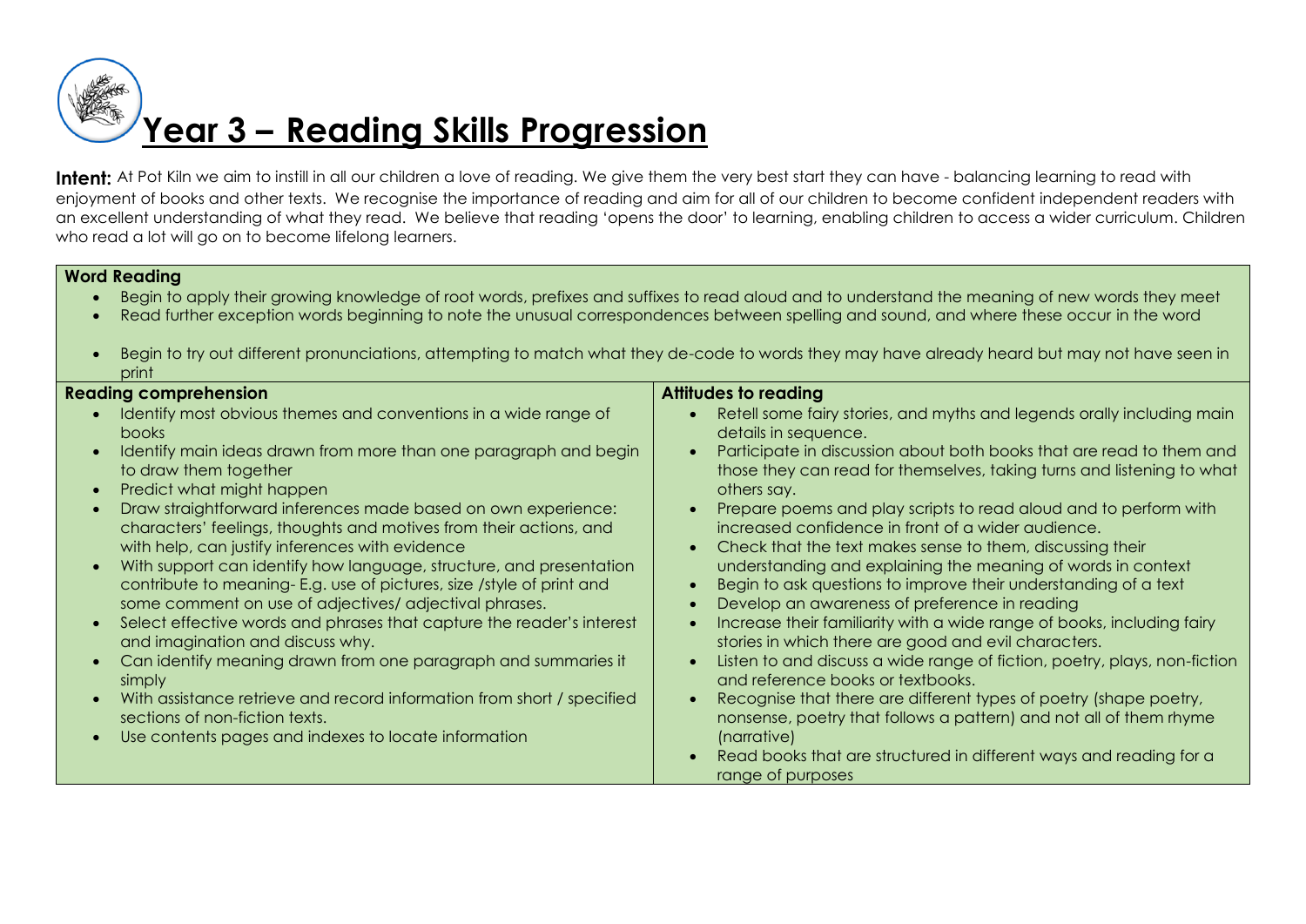# Year 3 – Reading Skills Progression

**Intent:** At Pot Kiln we aim to instill in all our children a love of reading. We give them the very best start they can have - balancing learning to read with enjoyment of books and other texts. We recognise the importance of reading and aim for all of our children to become confident independent readers with an excellent understanding of what they read. We believe that reading 'opens the door' to learning, enabling children to access a wider curriculum. Children who read a lot will go on to become lifelong learners.

## Word Reading

- Begin to apply their growing knowledge of root words, prefixes and suffixes to read aloud and to understand the meaning of new words they meet
- Read further exception words beginning to note the unusual correspondences between spelling and sound, and where these occur in the word
- Begin to try out different pronunciations, attempting to match what they de-code to words they may have already heard but may not have seen in print

## Reading comprehension

- Identify most obvious themes and conventions in a wide range of books
- Identify main ideas drawn from more than one paragraph and begin to draw them together
- Predict what might happen
- Draw straightforward inferences made based on own experience: characters' feelings, thoughts and motives from their actions, and with help, can justify inferences with evidence
- With support can identify how language, structure, and presentation contribute to meaning- E.g. use of pictures, size /style of print and some comment on use of adjectives/ adjectival phrases.
- Select effective words and phrases that capture the reader's interest and imagination and discuss why.
- Can identify meaning drawn from one paragraph and summaries it simply
- With assistance retrieve and record information from short / specified sections of non-fiction texts.
- Use contents pages and indexes to locate information

## Attitudes to reading

- Retell some fairy stories, and myths and legends orally including main details in sequence.
- Participate in discussion about both books that are read to them and those they can read for themselves, taking turns and listening to what others say.
- Prepare poems and play scripts to read aloud and to perform with increased confidence in front of a wider audience.
- Check that the text makes sense to them, discussing their understanding and explaining the meaning of words in context
- Begin to ask questions to improve their understanding of a text
- Develop an awareness of preference in reading
- Increase their familiarity with a wide range of books, including fairy stories in which there are good and evil characters.
- Listen to and discuss a wide range of fiction, poetry, plays, non-fiction and reference books or textbooks.
- Recognise that there are different types of poetry (shape poetry, nonsense, poetry that follows a pattern) and not all of them rhyme (narrative)
- Read books that are structured in different ways and reading for a range of purposes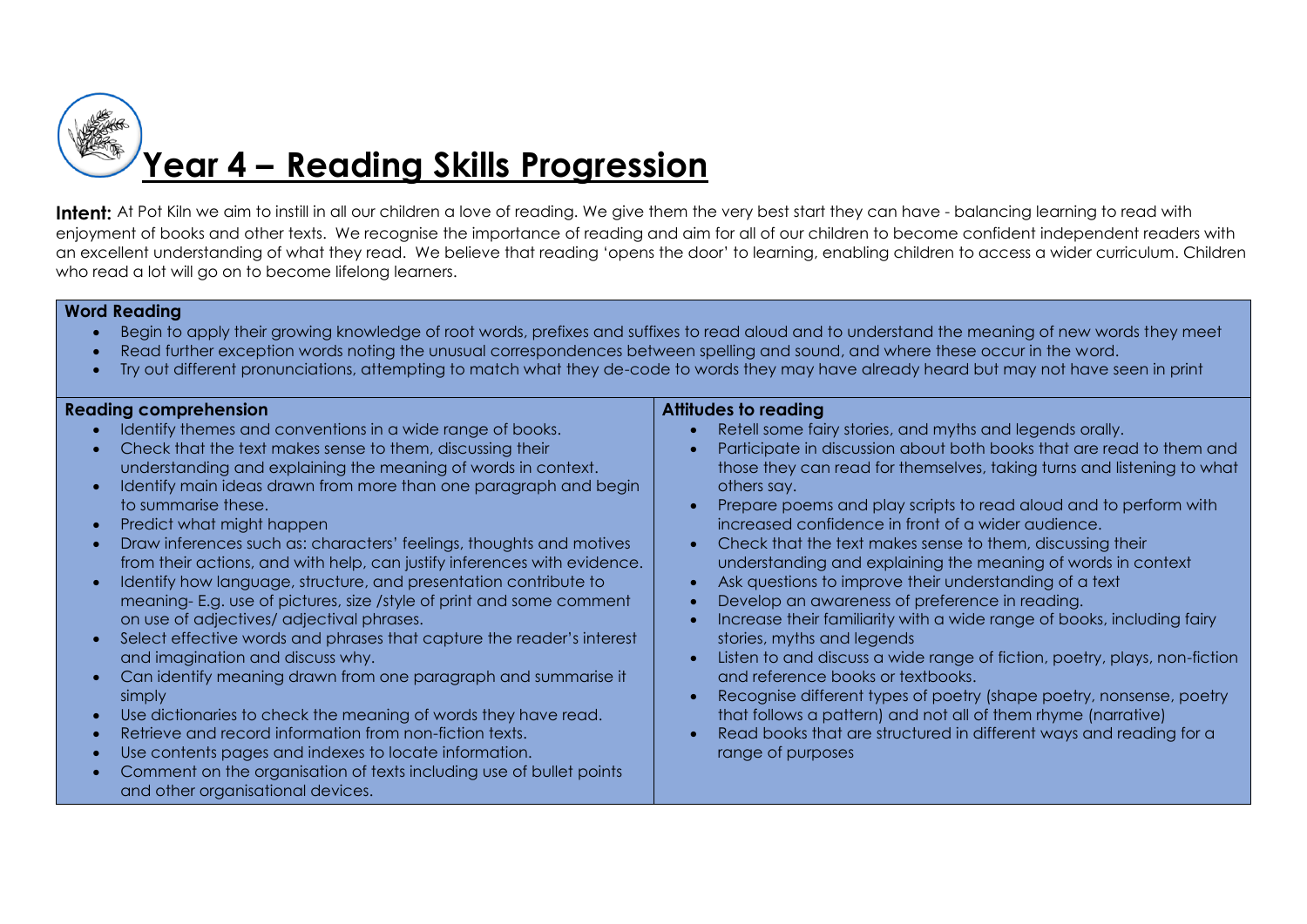# Year 4 – Reading Skills Progression

**Intent:** At Pot Kiln we aim to instill in all our children a love of reading. We give them the very best start they can have - balancing learning to read with enjoyment of books and other texts. We recognise the importance of reading and aim for all of our children to become confident independent readers with an excellent understanding of what they read. We believe that reading 'opens the door' to learning, enabling children to access a wider curriculum. Children who read a lot will go on to become lifelong learners.

**Word Reading**

- Begin to apply their growing knowledge of root words, prefixes and suffixes to read aloud and to understand the meaning of new words they meet
- Read further exception words noting the unusual correspondences between spelling and sound, and where these occur in the word.
- Try out different pronunciations, attempting to match what they de-code to words they may have already heard but may not have seen in print

**Reading comprehension**

- Identify themes and conventions in a wide range of books.
- Check that the text makes sense to them, discussing their understanding and explaining the meaning of words in context.
- Identify main ideas drawn from more than one paragraph and begin to summarise these.
- Predict what might happen
- Draw inferences such as: characters' feelings, thoughts and motives from their actions, and with help, can justify inferences with evidence.
- Identify how language, structure, and presentation contribute to meaning- E.g. use of pictures, size /style of print and some comment on use of adjectives/ adjectival phrases.
- Select effective words and phrases that capture the reader's interest and imagination and discuss why.
- Can identify meaning drawn from one paragraph and summarise it simply
- Use dictionaries to check the meaning of words they have read.
- Retrieve and record information from non-fiction texts.
- Use contents pages and indexes to locate information.
- Comment on the organisation of texts including use of bullet points and other organisational devices.

**Attitudes to reading**

- Retell some fairy stories, and myths and legends orally.
- Participate in discussion about both books that are read to them and those they can read for themselves, taking turns and listening to what others say.
- Prepare poems and play scripts to read aloud and to perform with increased confidence in front of a wider audience.
- Check that the text makes sense to them, discussing their understanding and explaining the meaning of words in context
- Ask questions to improve their understanding of a text
- Develop an awareness of preference in reading.
- Increase their familiarity with a wide range of books, including fairy stories, myths and legends
- Listen to and discuss a wide range of fiction, poetry, plays, non-fiction and reference books or textbooks.
- Recognise different types of poetry (shape poetry, nonsense, poetry that follows a pattern) and not all of them rhyme (narrative)
- Read books that are structured in different ways and reading for a range of purposes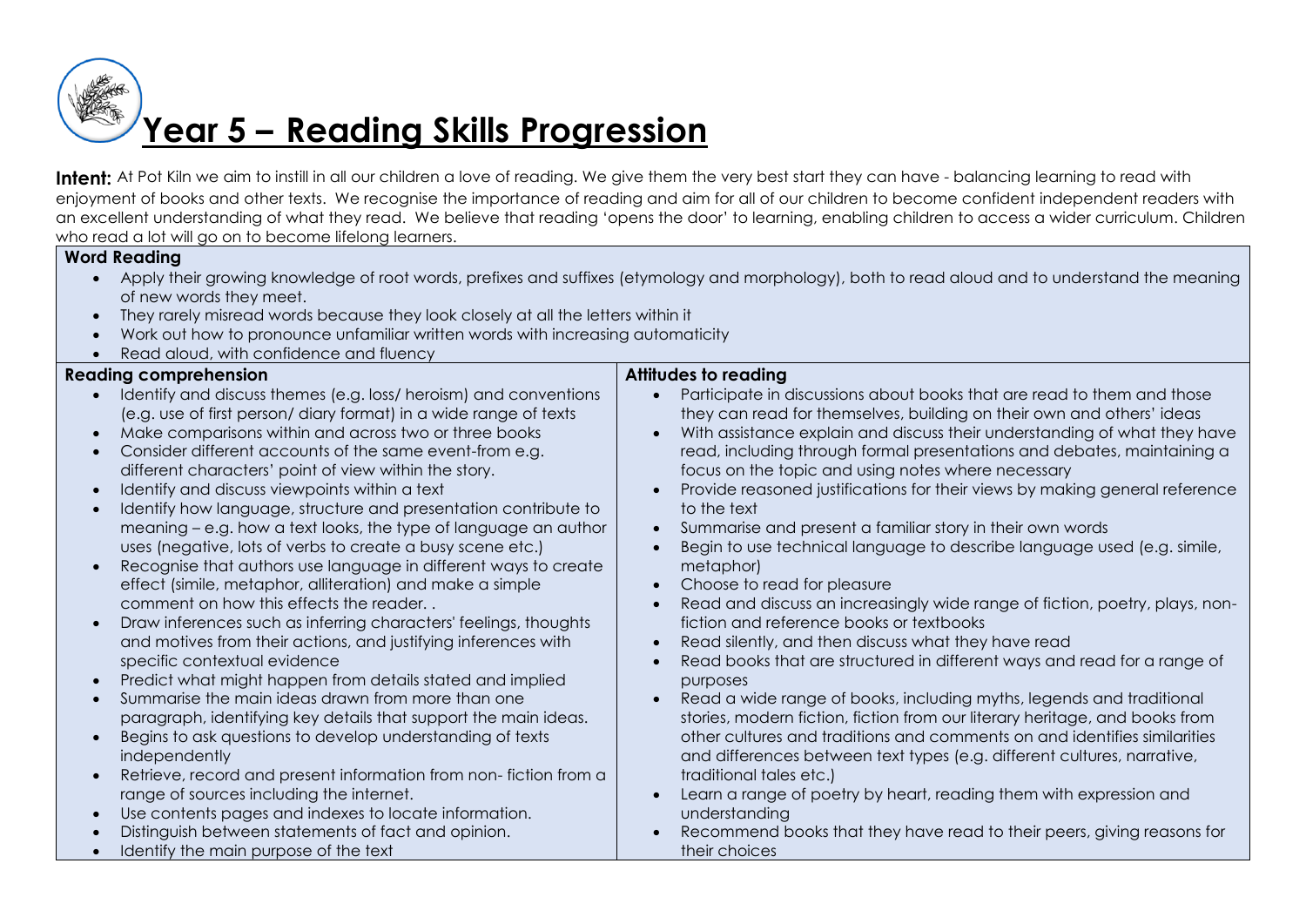# Year 5 – Reading Skills Progression

**Intent:** At Pot Kiln we aim to instill in all our children a love of reading. We give them the very best start they can have - balancing learning to read with enjoyment of books and other texts. We recognise the importance of reading and aim for all of our children to become confident independent readers with an excellent understanding of what they read. We believe that reading 'opens the door' to learning, enabling children to access a wider curriculum. Children who read a lot will go on to become lifelong learners.

**Word Reading**

- Apply their growing knowledge of root words, prefixes and suffixes (etymology and morphology), both to read aloud and to understand the meaning of new words they meet.
- They rarely misread words because they look closely at all the letters within it
- Work out how to pronounce unfamiliar written words with increasing automaticity
- Read aloud, with confidence and fluency

**Reading comprehension**

- Identify and discuss themes (e.g. loss/ heroism) and conventions (e.g. use of first person/ diary format) in a wide range of texts
- Make comparisons within and across two or three books
- Consider different accounts of the same event-from e.g. different characters' point of view within the story.
- Identify and discuss viewpoints within a text
- Identify how language, structure and presentation contribute to meaning – e.g. how a text looks, the type of language an author uses (negative, lots of verbs to create a busy scene etc.)
- Recognise that authors use language in different ways to create effect (simile, metaphor, alliteration) and make a simple comment on how this effects the reader. .
- Draw inferences such as inferring characters' feelings, thoughts and motives from their actions, and justifying inferences with specific contextual evidence
- Predict what might happen from details stated and implied
- Summarise the main ideas drawn from more than one paragraph, identifying key details that support the main ideas.
- Begins to ask questions to develop understanding of texts independently
- Retrieve, record and present information from non- fiction from a range of sources including the internet.
- Use contents pages and indexes to locate information.
- Distinguish between statements of fact and opinion.
- Identify the main purpose of the text

**Attitudes to reading**

- Participate in discussions about books that are read to them and those they can read for themselves, building on their own and others' ideas
- With assistance explain and discuss their understanding of what they have read, including through formal presentations and debates, maintaining a focus on the topic and using notes where necessary
- Provide reasoned justifications for their views by making general reference to the text
- Summarise and present a familiar story in their own words
- Begin to use technical language to describe language used (e.g. simile, metaphor)
- Choose to read for pleasure
- Read and discuss an increasingly wide range of fiction, poetry, plays, non-fiction and reference books or textbooks
- Read silently, and then discuss what they have read
- Read books that are structured in different ways and read for a range of purposes
- Read a wide range of books, including myths, legends and traditional stories, modern fiction, fiction from our literary heritage, and books from other cultures and traditions and comments on and identifies similarities and differences between text types (e.g. different cultures, narrative, traditional tales etc.)
- Learn a range of poetry by heart, reading them with expression and understanding
- Recommend books that they have read to their peers, giving reasons for their choices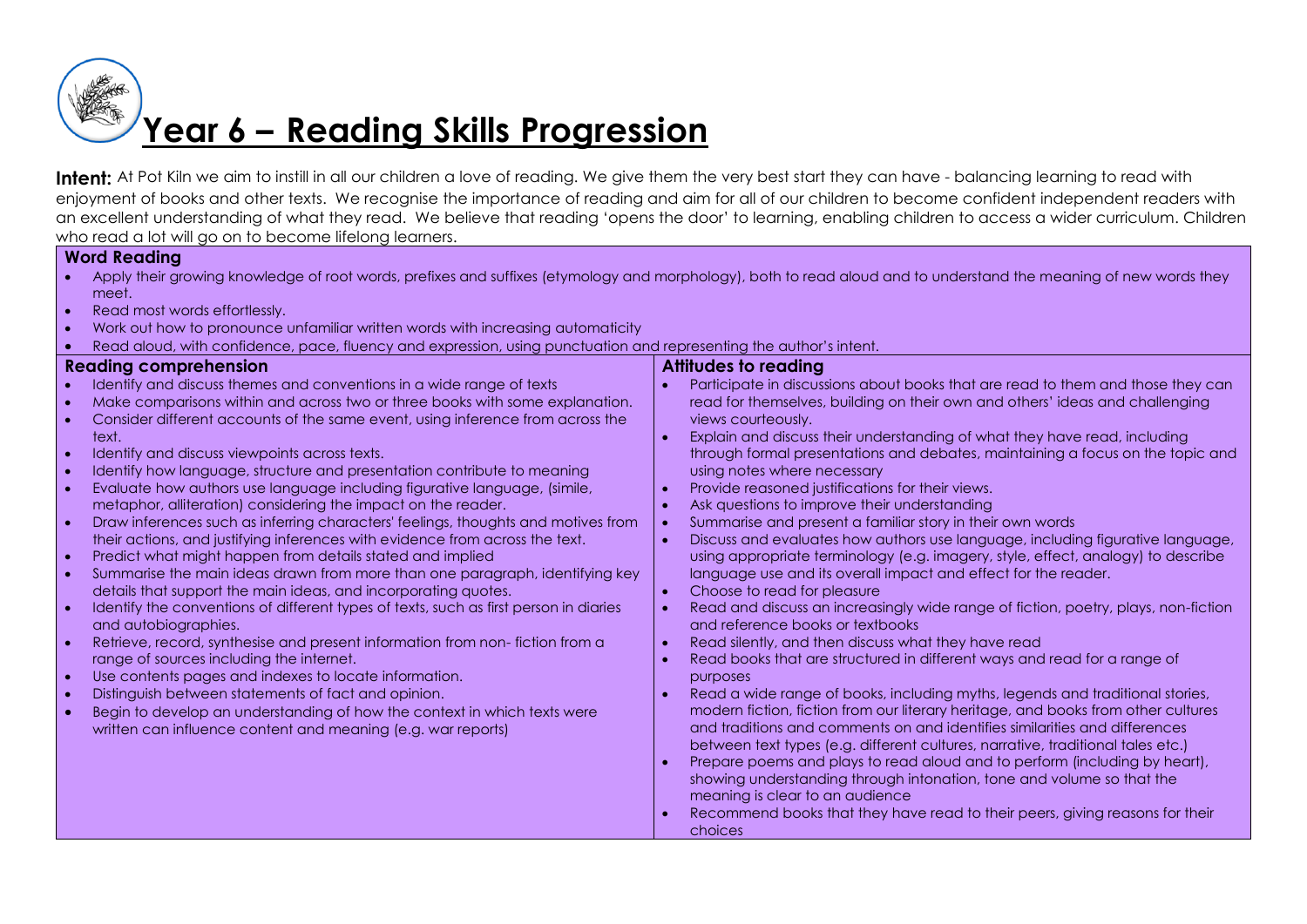# Year 6 – Reading Skills Progression

**Intent:** At Pot Kiln we aim to instill in all our children a love of reading. We give them the very best start they can have - balancing learning to read with enjoyment of books and other texts. We recognise the importance of reading and aim for all of our children to become confident independent readers with an excellent understanding of what they read. We believe that reading 'opens the door' to learning, enabling children to access a wider curriculum. Children who read a lot will go on to become lifelong learners.

### Word Reading

- Apply their growing knowledge of root words, prefixes and suffixes (etymology and morphology), both to read aloud and to understand the meaning of new words they meet.
- Read most words effortlessly.
- Work out how to pronounce unfamiliar written words with increasing automaticity
- Read aloud, with confidence, pace, fluency and expression, using punctuation and representing the author's intent.

### Reading comprehension

- Identify and discuss themes and conventions in a wide range of texts
- Make comparisons within and across two or three books with some explanation.
- Consider different accounts of the same event, using inference from across the text.
- Identify and discuss viewpoints across texts.
- Identify how language, structure and presentation contribute to meaning
- Evaluate how authors use language including figurative language, (simile, metaphor, alliteration) considering the impact on the reader.
- Draw inferences such as inferring characters' feelings, thoughts and motives from their actions, and justifying inferences with evidence from across the text.
- Predict what might happen from details stated and implied
- Summarise the main ideas drawn from more than one paragraph, identifying key details that support the main ideas, and incorporating quotes.
- Identify the conventions of different types of texts, such as first person in diaries and autobiographies.
- Retrieve, record, synthesise and present information from non- fiction from a range of sources including the internet.
- Use contents pages and indexes to locate information.
- Distinguish between statements of fact and opinion.
- Begin to develop an understanding of how the context in which texts were written can influence content and meaning (e.g. war reports)

### Attitudes to reading

- Participate in discussions about books that are read to them and those they can read for themselves, building on their own and others' ideas and challenging views courteously.
- Explain and discuss their understanding of what they have read, including through formal presentations and debates, maintaining a focus on the topic and using notes where necessary
- Provide reasoned justifications for their views.
- Ask questions to improve their understanding
- Summarise and present a familiar story in their own words
- Discuss and evaluates how authors use language, including figurative language, using appropriate terminology (e.g. imagery, style, effect, analogy) to describe language use and its overall impact and effect for the reader.
- Choose to read for pleasure
- Read and discuss an increasingly wide range of fiction, poetry, plays, non-fiction and reference books or textbooks
- Read silently, and then discuss what they have read
- Read books that are structured in different ways and read for a range of purposes
- Read a wide range of books, including myths, legends and traditional stories, modern fiction, fiction from our literary heritage, and books from other cultures and traditions and comments on and identifies similarities and differences between text types (e.g. different cultures, narrative, traditional tales etc.)
- Prepare poems and plays to read aloud and to perform (including by heart), showing understanding through intonation, tone and volume so that the meaning is clear to an audience
- Recommend books that they have read to their peers, giving reasons for their choices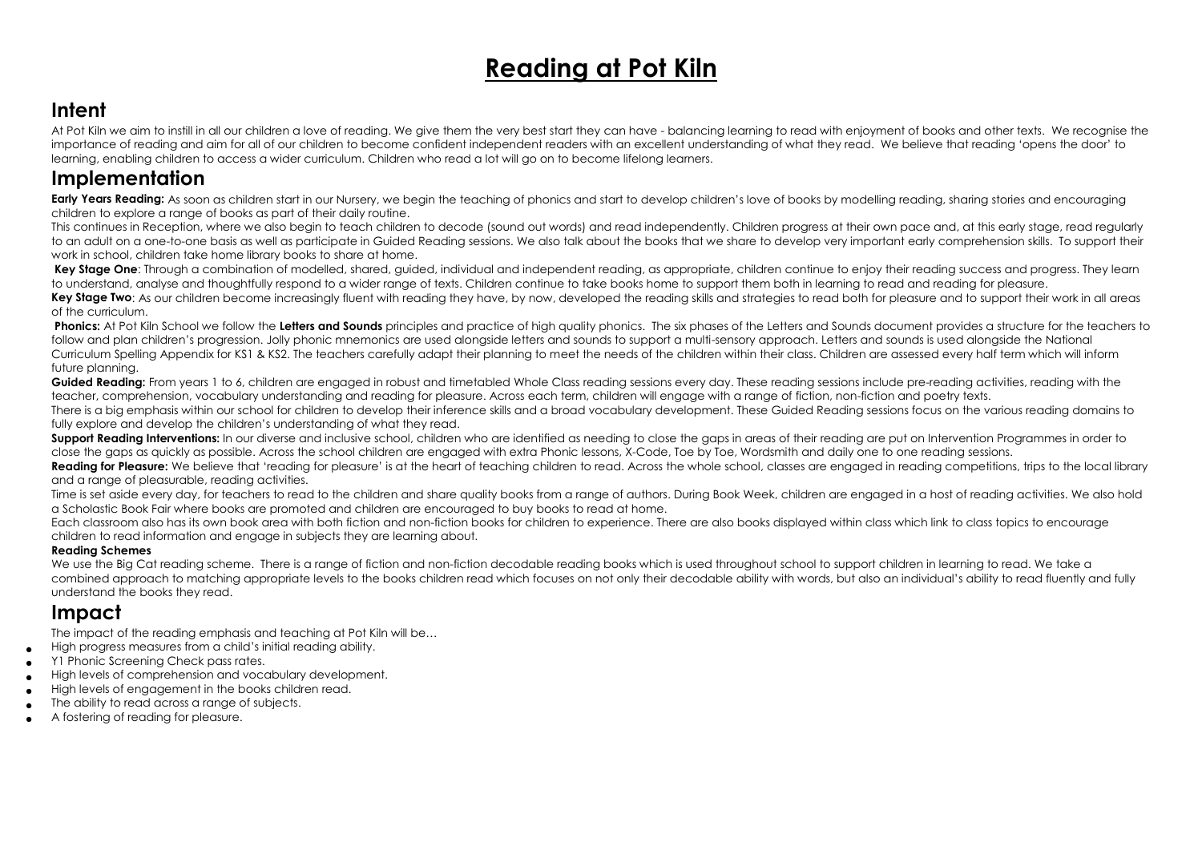# Reading at Pot Kiln

## Intent

At Pot Kiln we aim to instill in all our children a love of reading. We give them the very best start they can have - balancing learning to read with enjoyment of books and other texts. We recognise the importance of reading and aim for all of our children to become confident independent readers with an excellent understanding of what they read. We believe that reading 'opens the door' to learning, enabling children to access a wider curriculum. Children who read a lot will go on to become lifelong learners.

## Implementation

**Early Years Reading:** As soon as children start in our Nursery, we begin the teaching of phonics and start to develop children's love of books by modelling reading, sharing stories and encouraging children to explore a range of books as part of their daily routine.

This continues in Reception, where we also begin to teach children to decode (sound out words) and read independently. Children progress at their own pace and, at this early stage, read regularly to an adult on a one-to-one basis as well as participate in Guided Reading sessions. We also talk about the books that we share to develop very important early comprehension skills. To support their work in school, children take home library books to share at home.

**Key Stage One**: Through a combination of modelled, shared, guided, individual and independent reading, as appropriate, children continue to enjoy their reading success and progress. They learn to understand, analyse and thoughtfully respond to a wider range of texts. Children continue to take books home to support them both in learning to read and reading for pleasure.

**Key Stage Two**: As our children become increasingly fluent with reading they have, by now, developed the reading skills and strategies to read both for pleasure and to support their work in all areas of the curriculum.

**Phonics:** At Pot Kiln School we follow the **Letters and Sounds** principles and practice of high quality phonics. The six phases of the Letters and Sounds document provides a structure for the teachers to follow and plan children's progression. Jolly phonic mnemonics are used alongside letters and sounds to support a multi-sensory approach. Letters and sounds is used alongside the National Curriculum Spelling Appendix for KS1 & KS2. The teachers carefully adapt their planning to meet the needs of the children within their class. Children are assessed every half term which will inform future planning.

**Guided Reading:** From years 1 to 6, children are engaged in robust and timetabled Whole Class reading sessions every day. These reading sessions include pre-reading activities, reading with the teacher, comprehension, vocabulary understanding and reading for pleasure. Across each term, children will engage with a range of fiction, non-fiction and poetry texts.

There is a big emphasis within our school for children to develop their inference skills and a broad vocabulary development. These Guided Reading sessions focus on the various reading domains to fully explore and develop the children's understanding of what they read.

**Support Reading Interventions:** In our diverse and inclusive school, children who are identified as needing to close the gaps in areas of their reading are put on Intervention Programmes in order to close the gaps as quickly as possible. Across the school children are engaged with extra Phonic lessons, X-Code, Toe by Toe, Wordsmith and daily one to one reading sessions.

**Reading for Pleasure:** We believe that 'reading for pleasure' is at the heart of teaching children to read. Across the whole school, classes are engaged in reading competitions, trips to the local library and a range of pleasurable, reading activities.

Time is set aside every day, for teachers to read to the children and share quality books from a range of authors. During Book Week, children are engaged in a host of reading activities. We also hold a Scholastic Book Fair where books are promoted and children are encouraged to buy books to read at home.

Each classroom also has its own book area with both fiction and non-fiction books for children to experience. There are also books displayed within class which link to class topics to encourage children to read information and engage in subjects they are learning about.

**Reading Schemes**

We use the Big Cat reading scheme. There is a range of fiction and non-fiction decodable reading books which is used throughout school to support children in learning to read. We take a combined approach to matching appropriate levels to the books children read which focuses on not only their decodable ability with words, but also an individual's ability to read fluently and fully understand the books they read.

## Impact

The impact of the reading emphasis and teaching at Pot Kiln will be…

- High progress measures from a child's initial reading ability.
- Y1 Phonic Screening Check pass rates.
- High levels of comprehension and vocabulary development.
- High levels of engagement in the books children read.
- The ability to read across a range of subjects.
- A fostering of reading for pleasure.